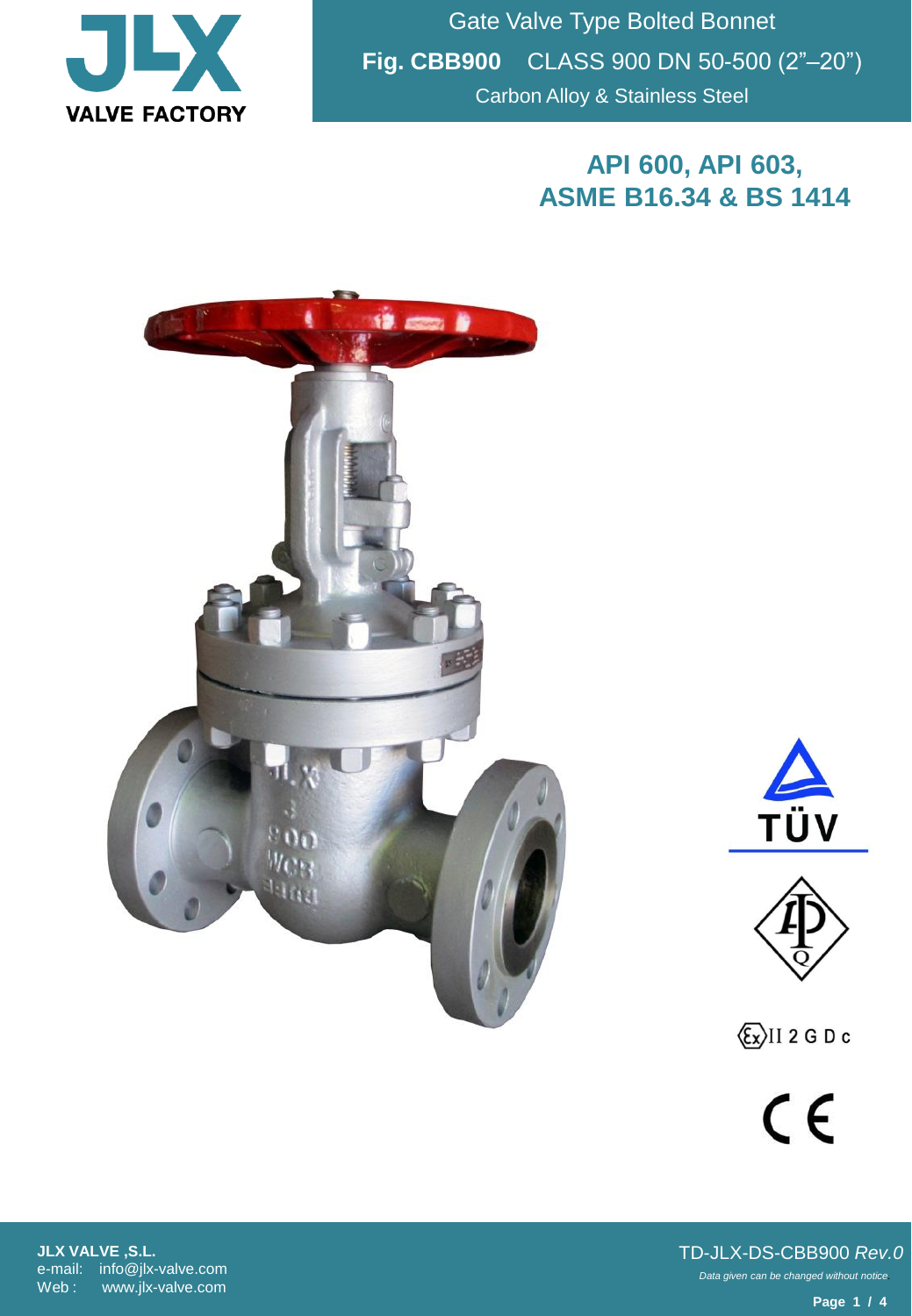JLX VALVE FACTORY

# Gate Valve Type Bolted Bonnet

**Fig. CBB900** CLASS 900 DN 50-500 (2”–20”)

Carbon Alloy & Stainless Steel

## API 600, API 603, ASME B16.34 & BS 1414

TÜV

II 2 G D c

CE

**JLX VALVE ,S.L.**
e-mail: info@jlx-valve.com
Web : www.jlx-valve.com

TD-JLX-DS-CBB900 *Rev.0*

*Data given can be changed without notice*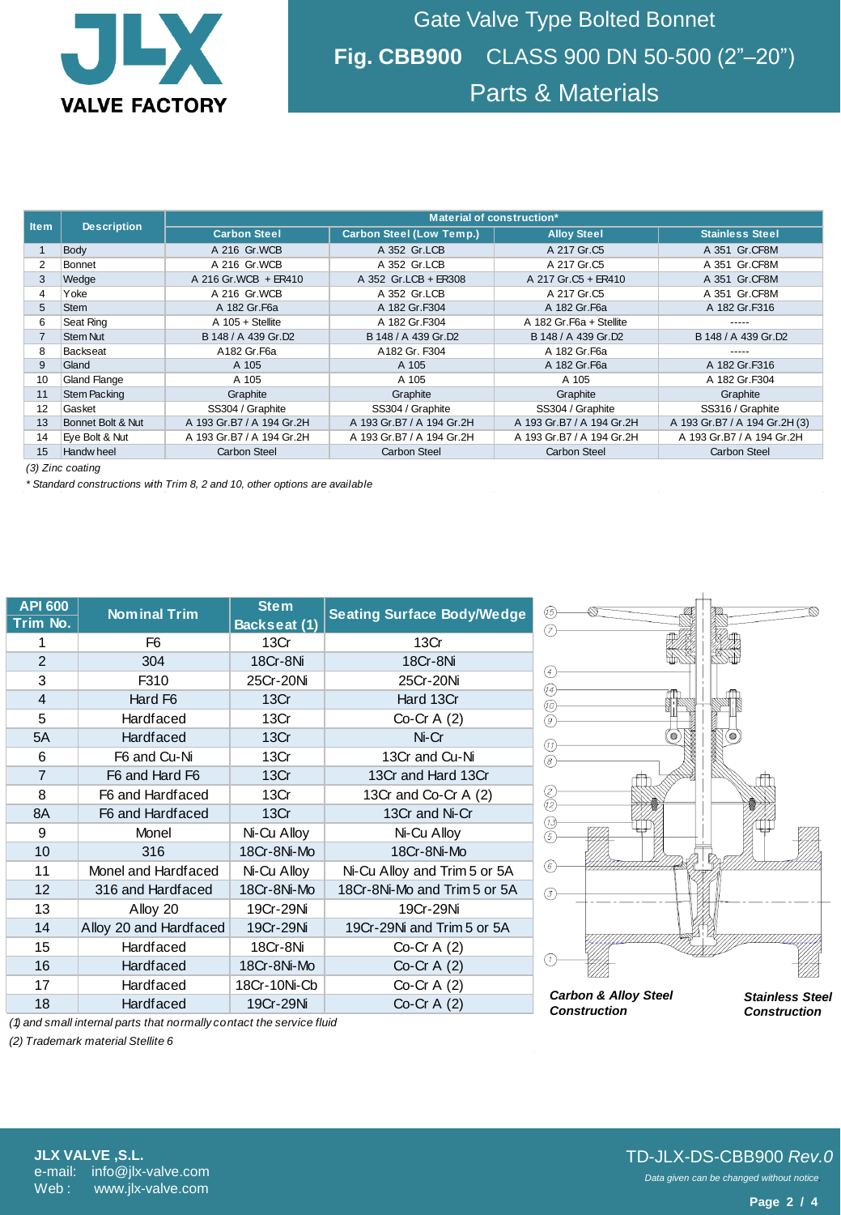# Gate Valve Type Bolted Bonnet

## Fig. CBB900 CLASS 900 DN 50-500 (2"–20")

## Parts & Materials

| Item | Description | Material of construction* | | | |
|---|---|---|---|---|---|
| | | Carbon Steel | Carbon Steel (Low Temp.) | Alloy Steel | Stainless Steel |
| 1 | Body | A 216 Gr.WCB | A 352 Gr.LCB | A 217 Gr.C5 | A 351 Gr.CF8M |
| 2 | Bonnet | A 216 Gr.WCB | A 352 Gr.LCB | A 217 Gr.C5 | A 351 Gr.CF8M |
| 3 | Wedge | A 216 Gr.WCB + ER410 | A 352 Gr.LCB + ER308 | A 217 Gr.C5 + ER410 | A 351 Gr.CF8M |
| 4 | Yoke | A 216 Gr.WCB | A 352 Gr.LCB | A 217 Gr.C5 | A 351 Gr.CF8M |
| 5 | Stem | A 182 Gr.F6a | A 182 Gr.F304 | A 182 Gr.F6a | A 182 Gr.F316 |
| 6 | Seat Ring | A 105 + Stellite | A 182 Gr.F304 | A 182 Gr.F6a + Stellite | ----- |
| 7 | Stem Nut | B 148 / A 439 Gr.D2 | B 148 / A 439 Gr.D2 | B 148 / A 439 Gr.D2 | B 148 / A 439 Gr.D2 |
| 8 | Backseat | A182 Gr.F6a | A182 Gr. F304 | A 182 Gr.F6a | ----- |
| 9 | Gland | A 105 | A 105 | A 182 Gr.F6a | A 182 Gr.F316 |
| 10 | Gland Flange | A 105 | A 105 | A 105 | A 182 Gr.F304 |
| 11 | Stem Packing | Graphite | Graphite | Graphite | Graphite |
| 12 | Gasket | SS304 / Graphite | SS304 / Graphite | SS304 / Graphite | SS316 / Graphite |
| 13 | Bonnet Bolt & Nut | A 193 Gr.B7 / A 194 Gr.2H | A 193 Gr.B7 / A 194 Gr.2H | A 193 Gr.B7 / A 194 Gr.2H | A 193 Gr.B7 / A 194 Gr.2H (3) |
| 14 | Eye Bolt & Nut | A 193 Gr.B7 / A 194 Gr.2H | A 193 Gr.B7 / A 194 Gr.2H | A 193 Gr.B7 / A 194 Gr.2H | A 193 Gr.B7 / A 194 Gr.2H |
| 15 | Handwheel | Carbon Steel | Carbon Steel | Carbon Steel | Carbon Steel |

*(3) Zinc coating*

*\* Standard constructions with Trim 8, 2 and 10, other options are available*

| API 600 Trim No. | Nominal Trim | Stem Backseat (1) | Seating Surface Body/Wedge |
|---|---|---|---|
| 1 | F6 | 13Cr | 13Cr |
| 2 | 304 | 18Cr-8Ni | 18Cr-8Ni |
| 3 | F310 | 25Cr-20Ni | 25Cr-20Ni |
| 4 | Hard F6 | 13Cr | Hard 13Cr |
| 5 | Hardfaced | 13Cr | Co-Cr A (2) |
| 5A | Hardfaced | 13Cr | Ni-Cr |
| 6 | F6 and Cu-Ni | 13Cr | 13Cr and Cu-Ni |
| 7 | F6 and Hard F6 | 13Cr | 13Cr and Hard 13Cr |
| 8 | F6 and Hardfaced | 13Cr | 13Cr and Co-Cr A (2) |
| 8A | F6 and Hardfaced | 13Cr | 13Cr and Ni-Cr |
| 9 | Monel | Ni-Cu Alloy | Ni-Cu Alloy |
| 10 | 316 | 18Cr-8Ni-Mo | 18Cr-8Ni-Mo |
| 11 | Monel and Hardfaced | Ni-Cu Alloy | Ni-Cu Alloy and Trim 5 or 5A |
| 12 | 316 and Hardfaced | 18Cr-8Ni-Mo | 18Cr-8Ni-Mo and Trim 5 or 5A |
| 13 | Alloy 20 | 19Cr-29Ni | 19Cr-29Ni |
| 14 | Alloy 20 and Hardfaced | 19Cr-29Ni | 19Cr-29Ni and Trim 5 or 5A |
| 15 | Hardfaced | 18Cr-8Ni | Co-Cr A (2) |
| 16 | Hardfaced | 18Cr-8Ni-Mo | Co-Cr A (2) |
| 17 | Hardfaced | 18Cr-10Ni-Cb | Co-Cr A (2) |
| 18 | Hardfaced | 19Cr-29Ni | Co-Cr A (2) |

*(1) and small internal parts that normally contact the service fluid*

*(2) Trademark material Stellite 6*

15 7 4 14 10 9 11 8 2 12 13 5 6 3 1

***Carbon & Alloy Steel Construction***

***Stainless Steel Construction***

**JLX VALVE ,S.L.**
e-mail: info@jlx-valve.com
Web : www.jlx-valve.com

TD-JLX-DS-CBB900 *Rev.0*

*Data given can be changed without notice*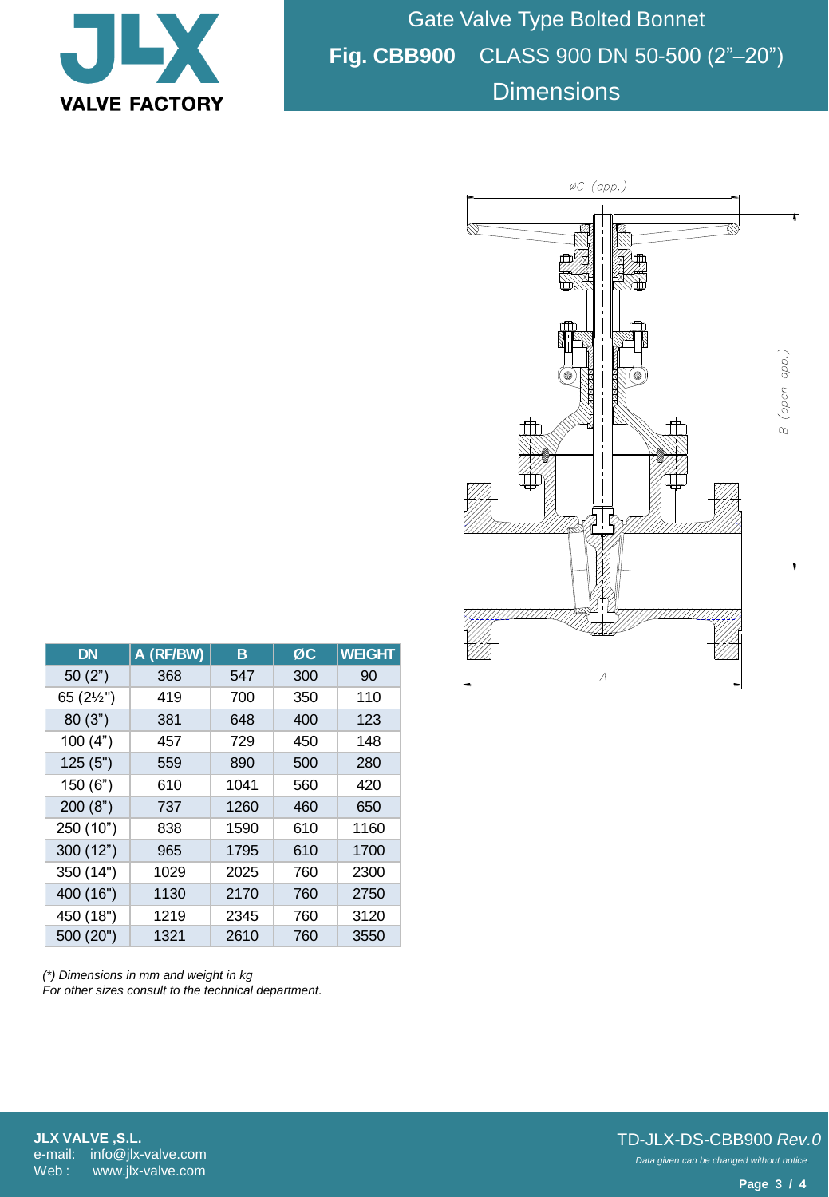# Gate Valve Type Bolted Bonnet

## **Fig. CBB900** CLASS 900 DN 50-500 (2”–20”)

## Dimensions

ØC (app.)

B (open app.)

A

| DN | A (RF/BW) | B | ØC | WEIGHT |
|---|---|---|---|---|
| 50 (2”) | 368 | 547 | 300 | 90 |
| 65 (2½") | 419 | 700 | 350 | 110 |
| 80 (3”) | 381 | 648 | 400 | 123 |
| 100 (4”) | 457 | 729 | 450 | 148 |
| 125 (5") | 559 | 890 | 500 | 280 |
| 150 (6”) | 610 | 1041 | 560 | 420 |
| 200 (8”) | 737 | 1260 | 460 | 650 |
| 250 (10”) | 838 | 1590 | 610 | 1160 |
| 300 (12”) | 965 | 1795 | 610 | 1700 |
| 350 (14") | 1029 | 2025 | 760 | 2300 |
| 400 (16") | 1130 | 2170 | 760 | 2750 |
| 450 (18") | 1219 | 2345 | 760 | 3120 |
| 500 (20") | 1321 | 2610 | 760 | 3550 |

*(*) Dimensions in mm and weight in kg*
*For other sizes consult to the technical department.*

**JLX VALVE ,S.L.**
e-mail: info@jlx-valve.com
Web : www.jlx-valve.com

TD-JLX-DS-CBB900 *Rev.0*

*Data given can be changed without notice*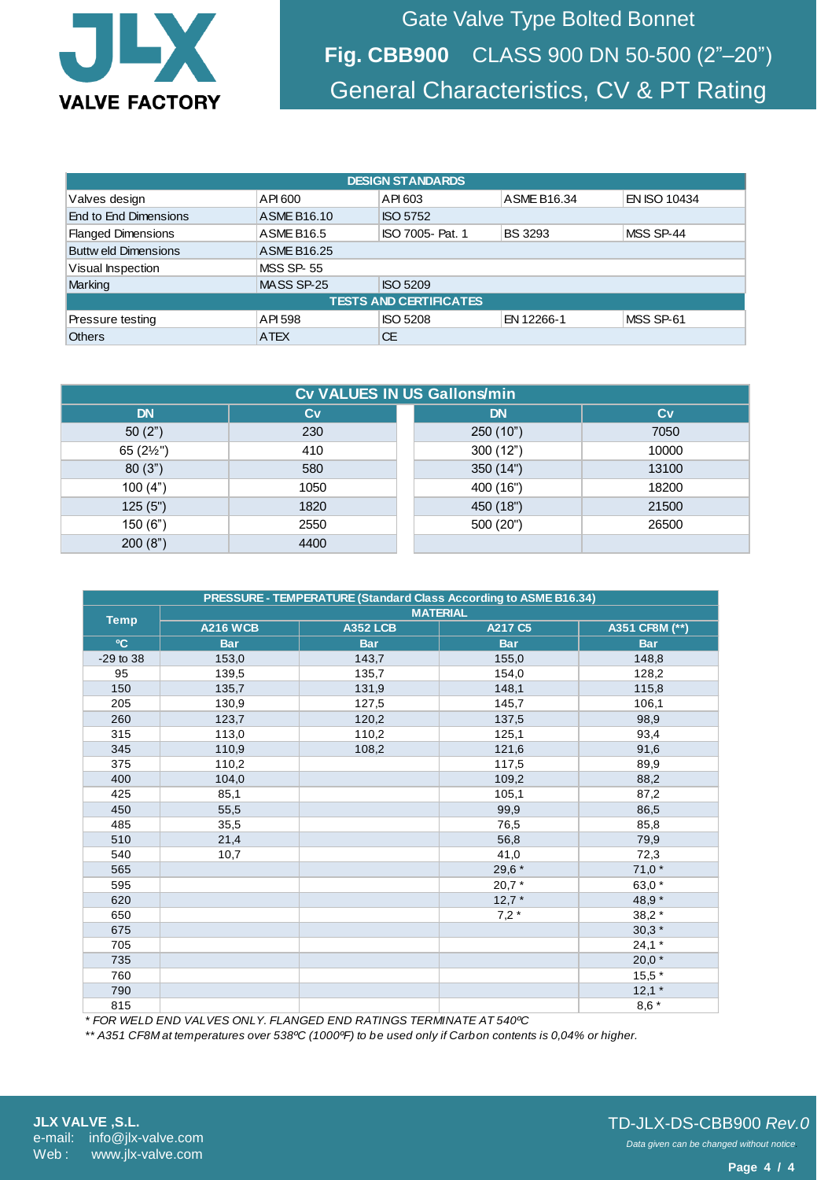# Gate Valve Type Bolted Bonnet

## **Fig. CBB900** CLASS 900 DN 50-500 (2"–20")

## General Characteristics, CV & PT Rating

| DESIGN STANDARDS | | | | |
|---|---|---|---|---|
| Valves design | API 600 | API 603 | ASME B16.34 | EN ISO 10434 |
| End to End Dimensions | ASME B16.10 | ISO 5752 | | |
| Flanged Dimensions | ASME B16.5 | ISO 7005- Pat. 1 | BS 3293 | MSS SP-44 |
| Buttw eld Dimensions | ASME B16.25 | | | |
| Visual Inspection | MSS SP- 55 | | | |
| Marking | MASS SP-25 | ISO 5209 | | |
| **TESTS AND CERTIFICATES** | | | | |
| Pressure testing | API 598 | ISO 5208 | EN 12266-1 | MSS SP-61 |
| Others | ATEX | CE | | |

**Cv VALUES IN US Gallons/min**

| DN | Cv | DN | Cv |
|---|---|---|---|
| 50 (2") | 230 | 250 (10") | 7050 |
| 65 (2½") | 410 | 300 (12") | 10000 |
| 80 (3") | 580 | 350 (14") | 13100 |
| 100 (4") | 1050 | 400 (16") | 18200 |
| 125 (5") | 1820 | 450 (18") | 21500 |
| 150 (6") | 2550 | 500 (20") | 26500 |
| 200 (8") | 4400 | | |

**PRESSURE - TEMPERATURE (Standard Class According to ASME B16.34)**

| Temp | MATERIAL | | | |
|---|---|---|---|---|
| | A216 WCB | A352 LCB | A217 C5 | A351 CF8M (**) |
| ºC | Bar | Bar | Bar | Bar |
| -29 to 38 | 153,0 | 143,7 | 155,0 | 148,8 |
| 95 | 139,5 | 135,7 | 154,0 | 128,2 |
| 150 | 135,7 | 131,9 | 148,1 | 115,8 |
| 205 | 130,9 | 127,5 | 145,7 | 106,1 |
| 260 | 123,7 | 120,2 | 137,5 | 98,9 |
| 315 | 113,0 | 110,2 | 125,1 | 93,4 |
| 345 | 110,9 | 108,2 | 121,6 | 91,6 |
| 375 | 110,2 | | 117,5 | 89,9 |
| 400 | 104,0 | | 109,2 | 88,2 |
| 425 | 85,1 | | 105,1 | 87,2 |
| 450 | 55,5 | | 99,9 | 86,5 |
| 485 | 35,5 | | 76,5 | 85,8 |
| 510 | 21,4 | | 56,8 | 79,9 |
| 540 | 10,7 | | 41,0 | 72,3 |
| 565 | | | 29,6 * | 71,0 * |
| 595 | | | 20,7 * | 63,0 * |
| 620 | | | 12,7 * | 48,9 * |
| 650 | | | 7,2 * | 38,2 * |
| 675 | | | | 30,3 * |
| 705 | | | | 24,1 * |
| 735 | | | | 20,0 * |
| 760 | | | | 15,5 * |
| 790 | | | | 12,1 * |
| 815 | | | | 8,6 * |

*\* FOR WELD END VALVES ONLY. FLANGED END RATINGS TERMINATE AT 540ºC*

*\*\* A351 CF8M at temperatures over 538ºC (1000ºF) to be used only if Carbon contents is 0,04% or higher.*

**JLX VALVE ,S.L.**
e-mail: info@jlx-valve.com
Web : www.jlx-valve.com

TD-JLX-DS-CBB900 *Rev.0*

*Data given can be changed without notice*